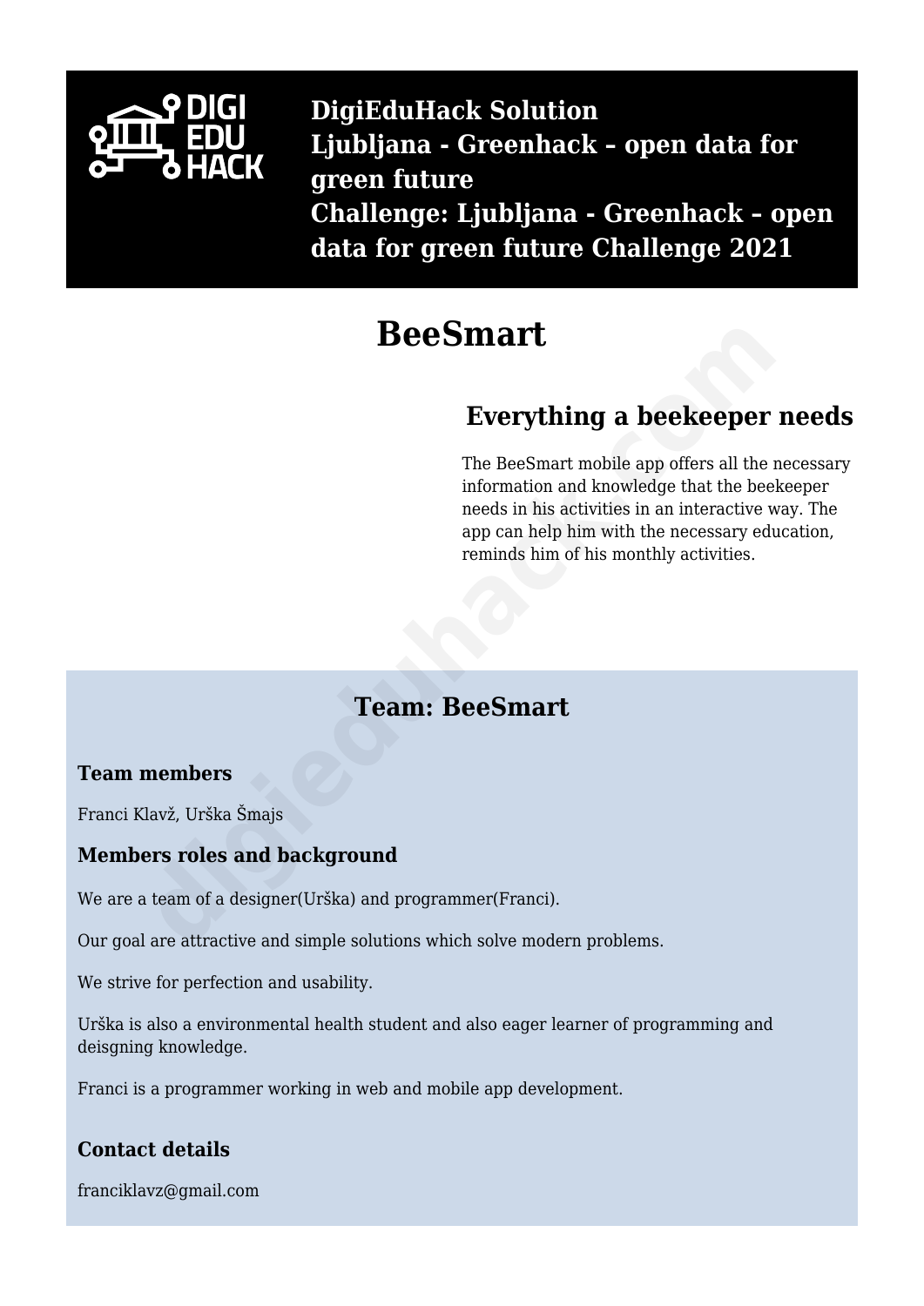**DigiEduHack Solution**
**Ljubljana - Greenhack – open data for green future**
**Challenge: Ljubljana - Greenhack – open data for green future Challenge 2021**

# BeeSmart

## Everything a beekeeper needs

The BeeSmart mobile app offers all the necessary information and knowledge that the beekeeper needs in his activities in an interactive way. The app can help him with the necessary education, reminds him of his monthly activities.

## Team: BeeSmart

### Team members

Franci Klavž, Urška Šmajs

### Members roles and background

We are a team of a designer(Urška) and programmer(Franci).

Our goal are attractive and simple solutions which solve modern problems.

We strive for perfection and usability.

Urška is also a environmental health student and also eager learner of programming and deisgning knowledge.

Franci is a programmer working in web and mobile app development.

### Contact details

franciklavz@gmail.com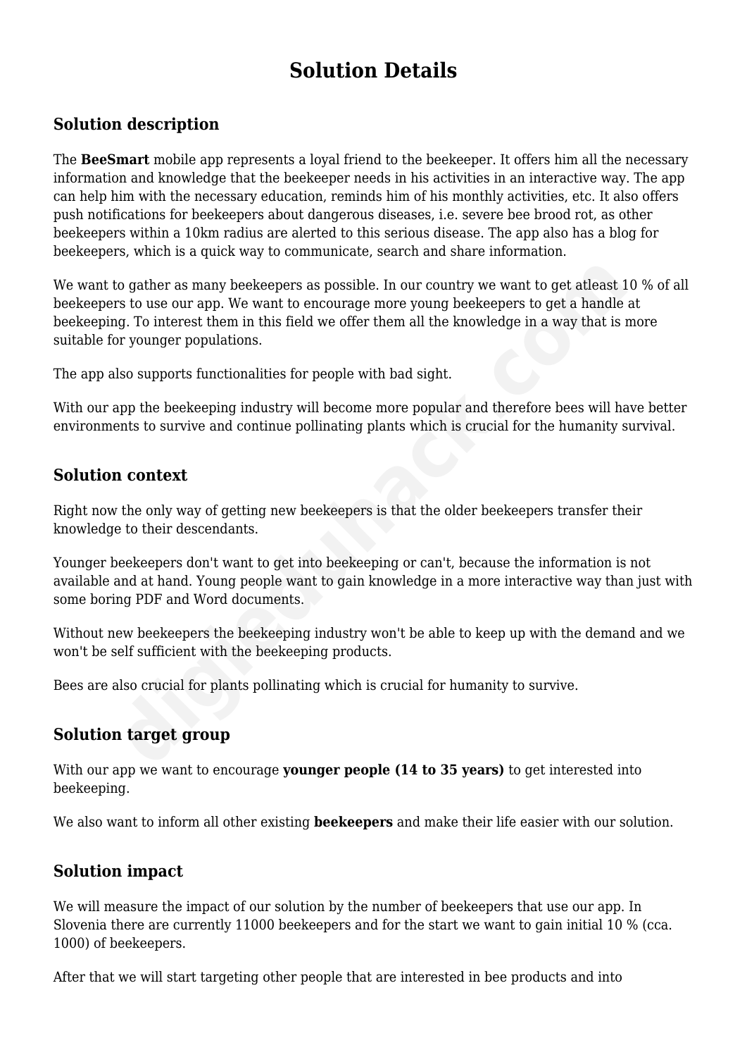# Solution Details

## Solution description

The **BeeSmart** mobile app represents a loyal friend to the beekeeper. It offers him all the necessary information and knowledge that the beekeeper needs in his activities in an interactive way. The app can help him with the necessary education, reminds him of his monthly activities, etc. It also offers push notifications for beekeepers about dangerous diseases, i.e. severe bee brood rot, as other beekeepers within a 10km radius are alerted to this serious disease. The app also has a blog for beekeepers, which is a quick way to communicate, search and share information.

We want to gather as many beekeepers as possible. In our country we want to get atleast 10 % of all beekeepers to use our app. We want to encourage more young beekeepers to get a handle at beekeeping. To interest them in this field we offer them all the knowledge in a way that is more suitable for younger populations.

The app also supports functionalities for people with bad sight.

With our app the beekeeping industry will become more popular and therefore bees will have better environments to survive and continue pollinating plants which is crucial for the humanity survival.

## Solution context

Right now the only way of getting new beekeepers is that the older beekeepers transfer their knowledge to their descendants.

Younger beekeepers don't want to get into beekeeping or can't, because the information is not available and at hand. Young people want to gain knowledge in a more interactive way than just with some boring PDF and Word documents.

Without new beekeepers the beekeeping industry won't be able to keep up with the demand and we won't be self sufficient with the beekeeping products.

Bees are also crucial for plants pollinating which is crucial for humanity to survive.

## Solution target group

With our app we want to encourage **younger people (14 to 35 years)** to get interested into beekeeping.

We also want to inform all other existing **beekeepers** and make their life easier with our solution.

## Solution impact

We will measure the impact of our solution by the number of beekeepers that use our app. In Slovenia there are currently 11000 beekeepers and for the start we want to gain initial 10 % (cca. 1000) of beekeepers.

After that we will start targeting other people that are interested in bee products and into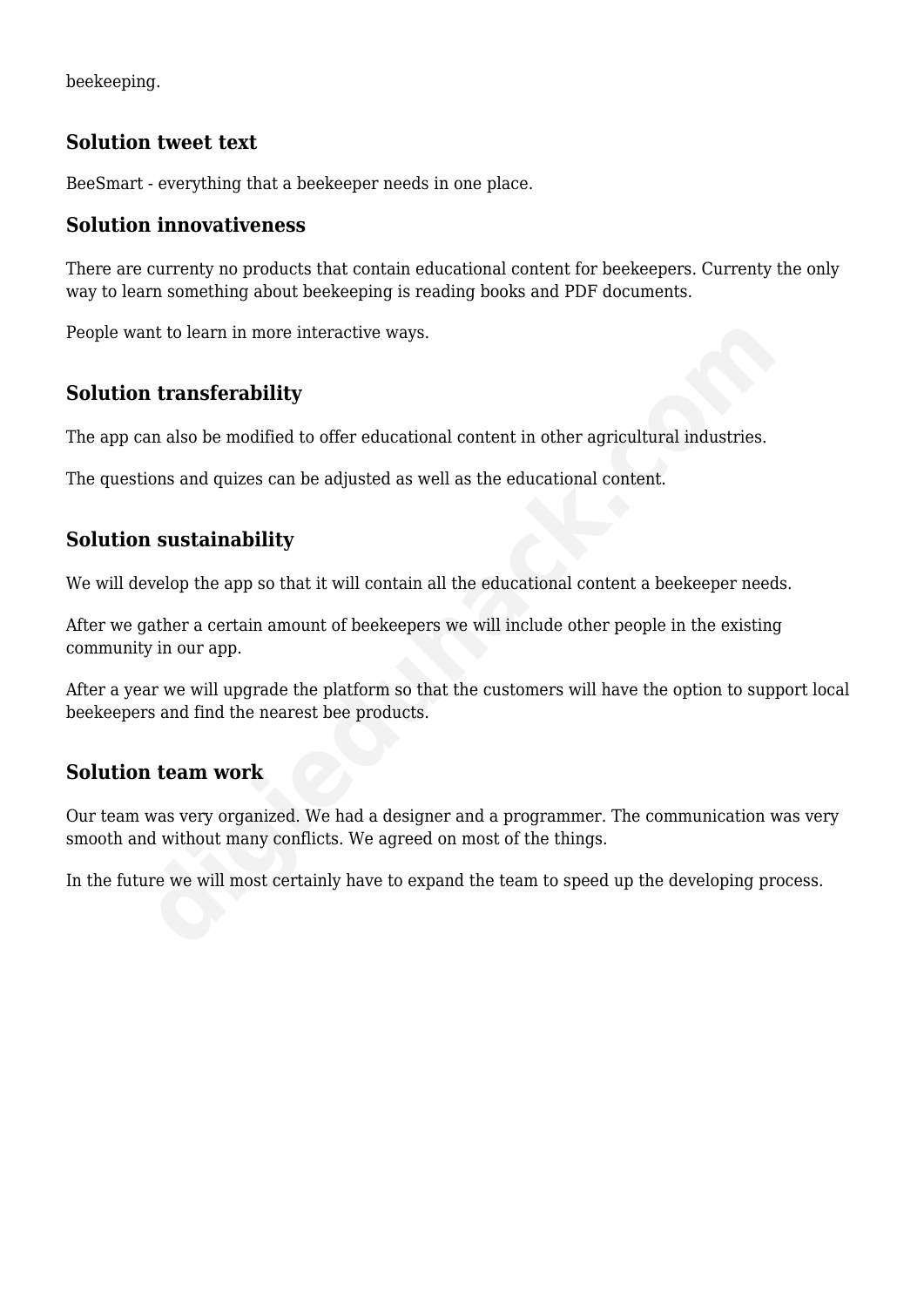beekeeping.

### Solution tweet text

BeeSmart - everything that a beekeeper needs in one place.

### Solution innovativeness

There are currenty no products that contain educational content for beekeepers. Currenty the only way to learn something about beekeeping is reading books and PDF documents.

People want to learn in more interactive ways.

### Solution transferability

The app can also be modified to offer educational content in other agricultural industries.

The questions and quizes can be adjusted as well as the educational content.

### Solution sustainability

We will develop the app so that it will contain all the educational content a beekeeper needs.

After we gather a certain amount of beekeepers we will include other people in the existing community in our app.

After a year we will upgrade the platform so that the customers will have the option to support local beekeepers and find the nearest bee products.

### Solution team work

Our team was very organized. We had a designer and a programmer. The communication was very smooth and without many conflicts. We agreed on most of the things.

In the future we will most certainly have to expand the team to speed up the developing process.